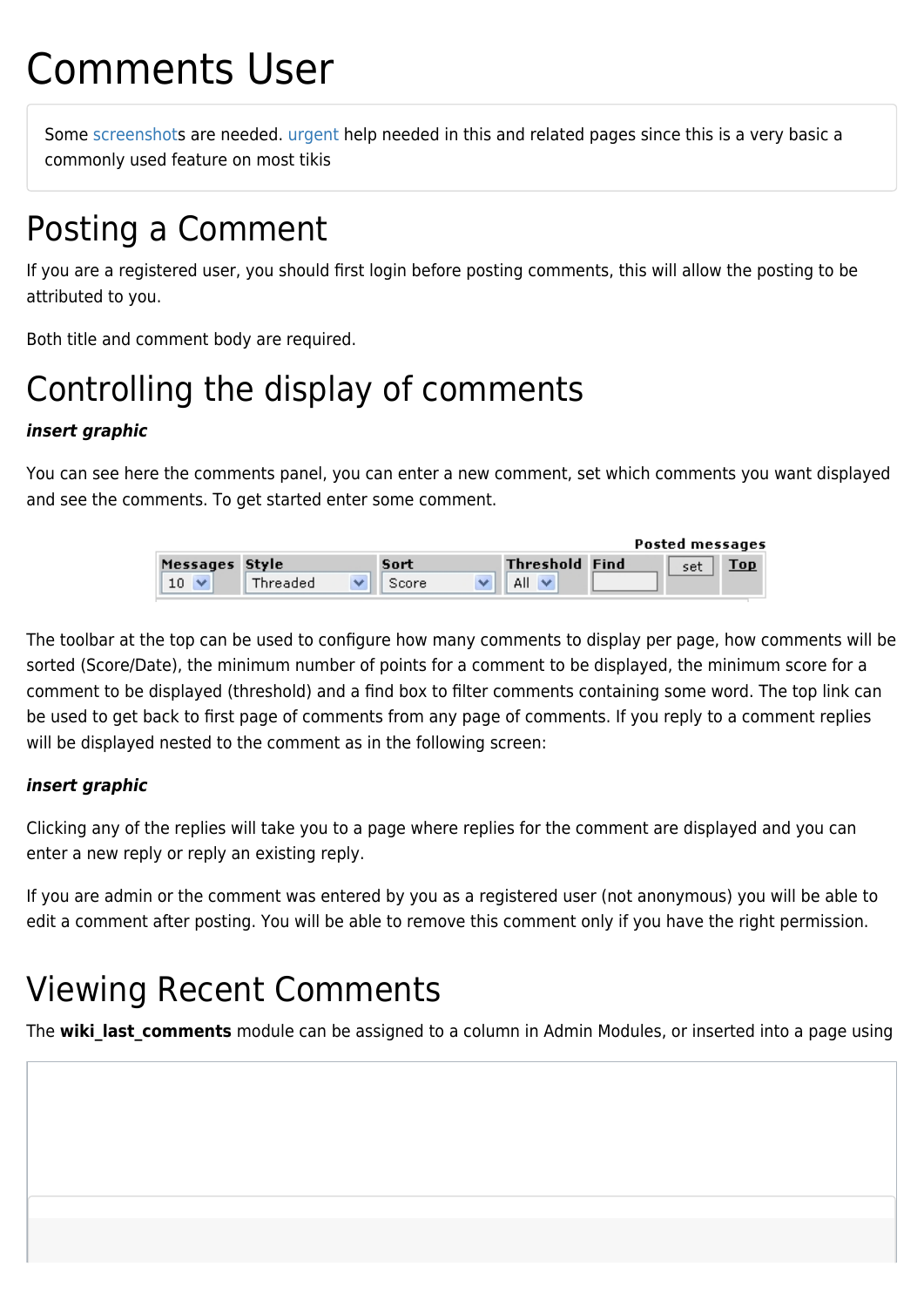# Comments User

Some screenshots are needed. urgent help needed in this and related pages since this is a very basic a commonly used feature on most tikis

# Posting a Comment

If you are a registered user, you should first login before posting comments, this will allow the posting to be attributed to you.

Both title and comment body are required.

# Controlling the display of comments

***insert graphic***

You can see here the comments panel, you can enter a new comment, set which comments you want displayed and see the comments. To get started enter some comment.

**Posted messages**

| Messages | Style | Sort | Threshold | Find | | Top |
|---|---|---|---|---|---|---|
| 10 | Threaded | Score | All | | set | |

The toolbar at the top can be used to configure how many comments to display per page, how comments will be sorted (Score/Date), the minimum number of points for a comment to be displayed, the minimum score for a comment to be displayed (threshold) and a find box to filter comments containing some word. The top link can be used to get back to first page of comments from any page of comments. If you reply to a comment replies will be displayed nested to the comment as in the following screen:

***insert graphic***

Clicking any of the replies will take you to a page where replies for the comment are displayed and you can enter a new reply or reply an existing reply.

If you are admin or the comment was entered by you as a registered user (not anonymous) you will be able to edit a comment after posting. You will be able to remove this comment only if you have the right permission.

# Viewing Recent Comments

The **wiki_last_comments** module can be assigned to a column in Admin Modules, or inserted into a page using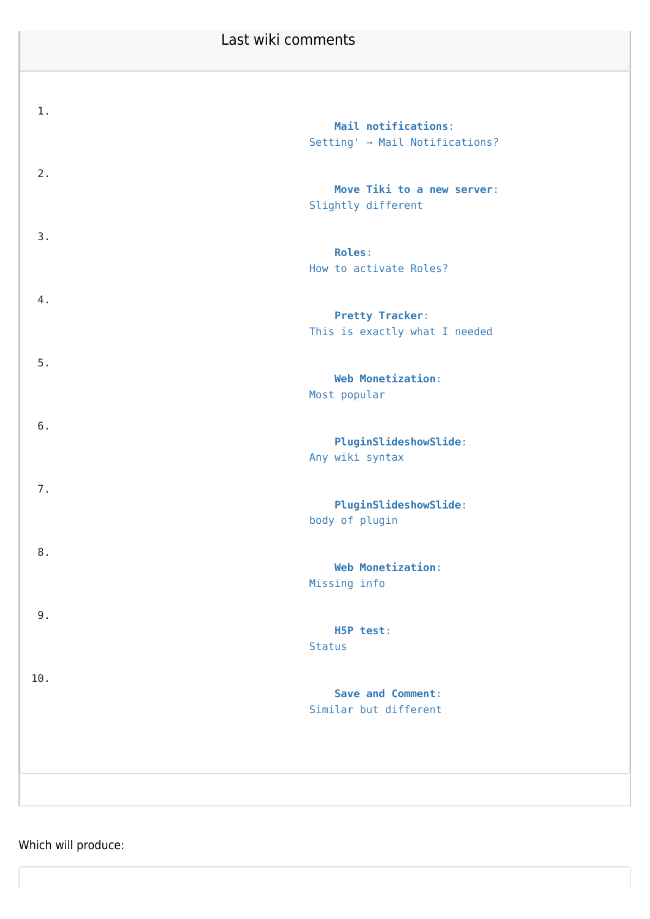Last wiki comments

1. **Mail notifications**: Setting' → Mail Notifications?
2. **Move Tiki to a new server**: Slightly different
3. **Roles**: How to activate Roles?
4. **Pretty Tracker**: This is exactly what I needed
5. **Web Monetization**: Most popular
6. **PluginSlideshowSlide**: Any wiki syntax
7. **PluginSlideshowSlide**: body of plugin
8. **Web Monetization**: Missing info
9. **H5P test**: Status
10. **Save and Comment**: Similar but different

Which will produce: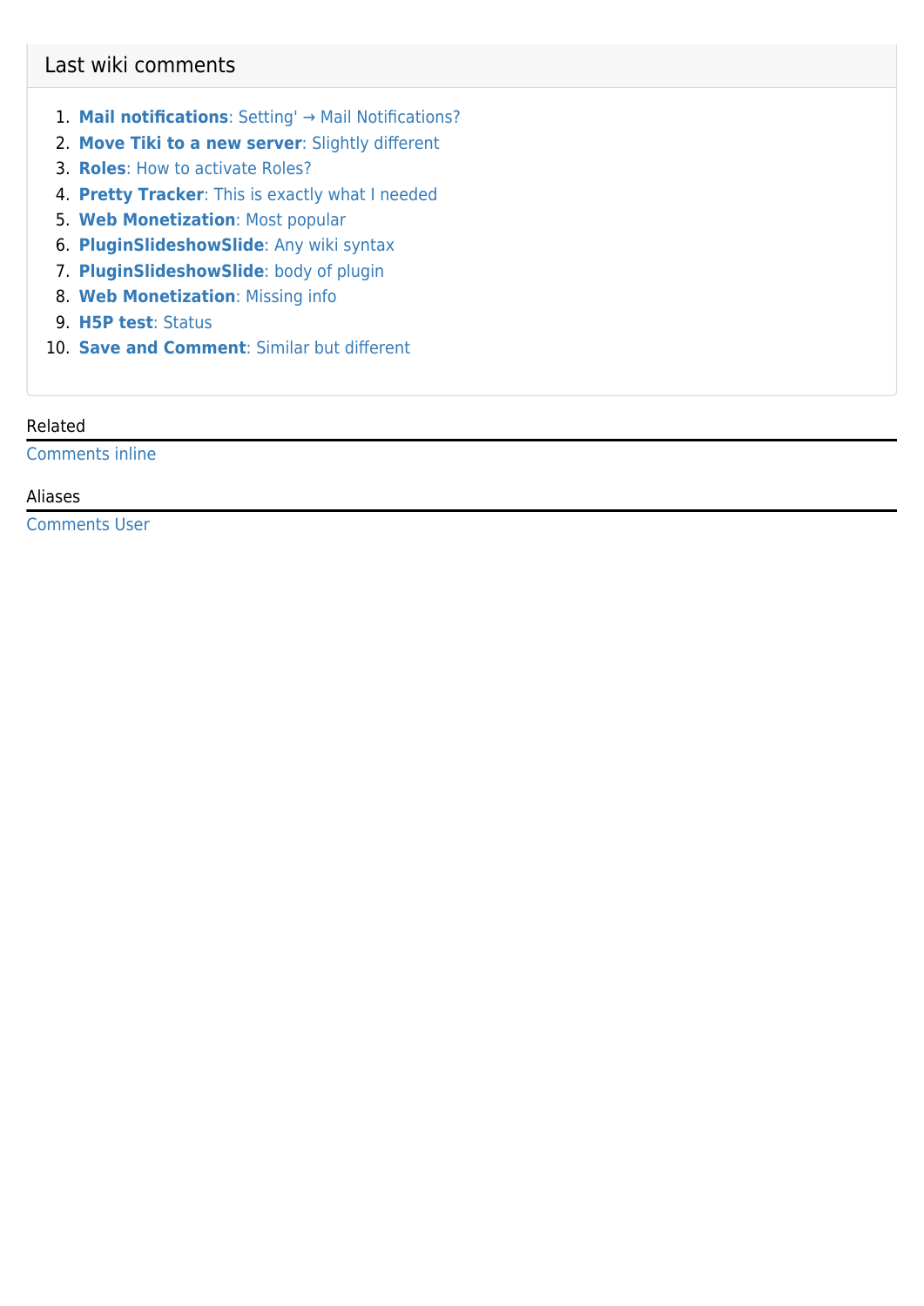## Last wiki comments

1. **Mail notifications**: Setting' → Mail Notifications?
2. **Move Tiki to a new server**: Slightly different
3. **Roles**: How to activate Roles?
4. **Pretty Tracker**: This is exactly what I needed
5. **Web Monetization**: Most popular
6. **PluginSlideshowSlide**: Any wiki syntax
7. **PluginSlideshowSlide**: body of plugin
8. **Web Monetization**: Missing info
9. **H5P test**: Status
10. **Save and Comment**: Similar but different

Related

Comments inline

Aliases

Comments User